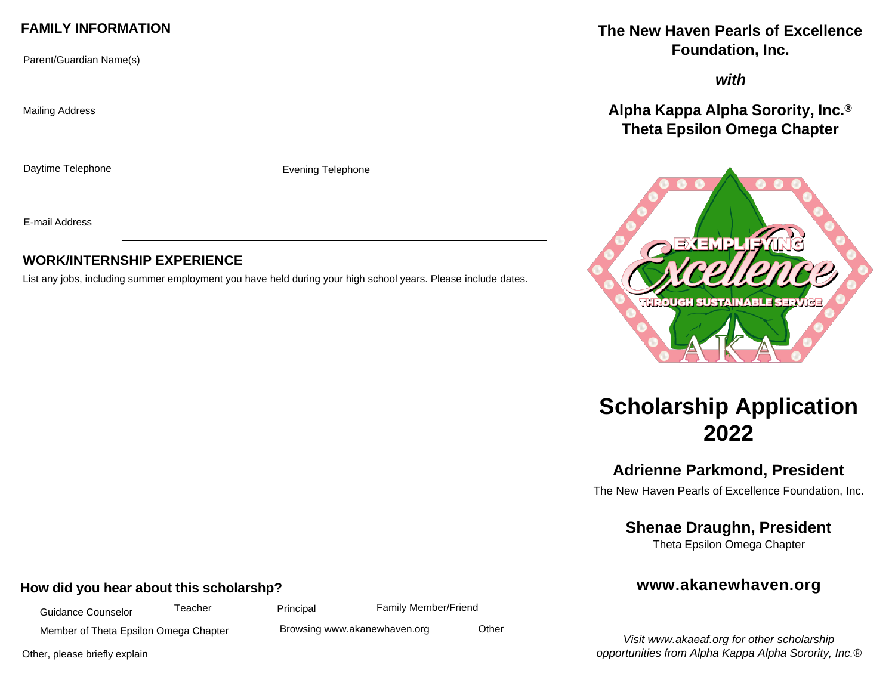## FAMILY INFORMATION

Parent/Guardian Name(s) \_\_\_\_\_\_\_\_\_\_\_\_\_\_\_\_\_\_\_\_\_\_\_\_\_\_\_\_\_\_\_\_\_\_\_\_\_\_\_\_

Mailing Address \_\_\_\_\_\_\_\_\_\_\_\_\_\_\_\_\_\_\_\_\_\_\_\_\_\_\_\_\_\_\_\_\_\_\_\_\_\_\_\_

Daytime Telephone \_\_\_\_\_\_\_\_\_\_\_\_\_\_\_\_\_\_\_\_ Evening Telephone \_\_\_\_\_\_\_\_\_\_\_\_\_\_\_\_\_\_\_\_

E-mail Address \_\_\_\_\_\_\_\_\_\_\_\_\_\_\_\_\_\_\_\_\_\_\_\_\_\_\_\_\_\_\_\_\_\_\_\_\_\_\_\_

## WORK/INTERNSHIP EXPERIENCE

List any jobs, including summer employment you have held during your high school years. Please include dates.

### How did you hear about this scholarshp?

Guidance Counselor    Teacher    Principal    Family Member/Friend

Member of Theta Epsilon Omega Chapter    Browsing www.akanewhaven.org    Other

Other, please briefly explain \_\_\_\_\_\_\_\_\_\_\_\_\_\_\_\_\_\_\_\_\_\_\_\_\_\_\_\_\_\_\_\_\_\_\_\_\_\_\_\_

**The New Haven Pearls of Excellence Foundation, Inc.**

***with***

**Alpha Kappa Alpha Sorority, Inc.®**
**Theta Epsilon Omega Chapter**

EXEMPLIFYING Excellence THROUGH SUSTAINABLE SERVICE

AKA

# Scholarship Application 2022

### Adrienne Parkmond, President

The New Haven Pearls of Excellence Foundation, Inc.

### Shenae Draughn, President

Theta Epsilon Omega Chapter

### www.akanewhaven.org

*Visit www.akaeaf.org for other scholarship opportunities from Alpha Kappa Alpha Sorority, Inc.®*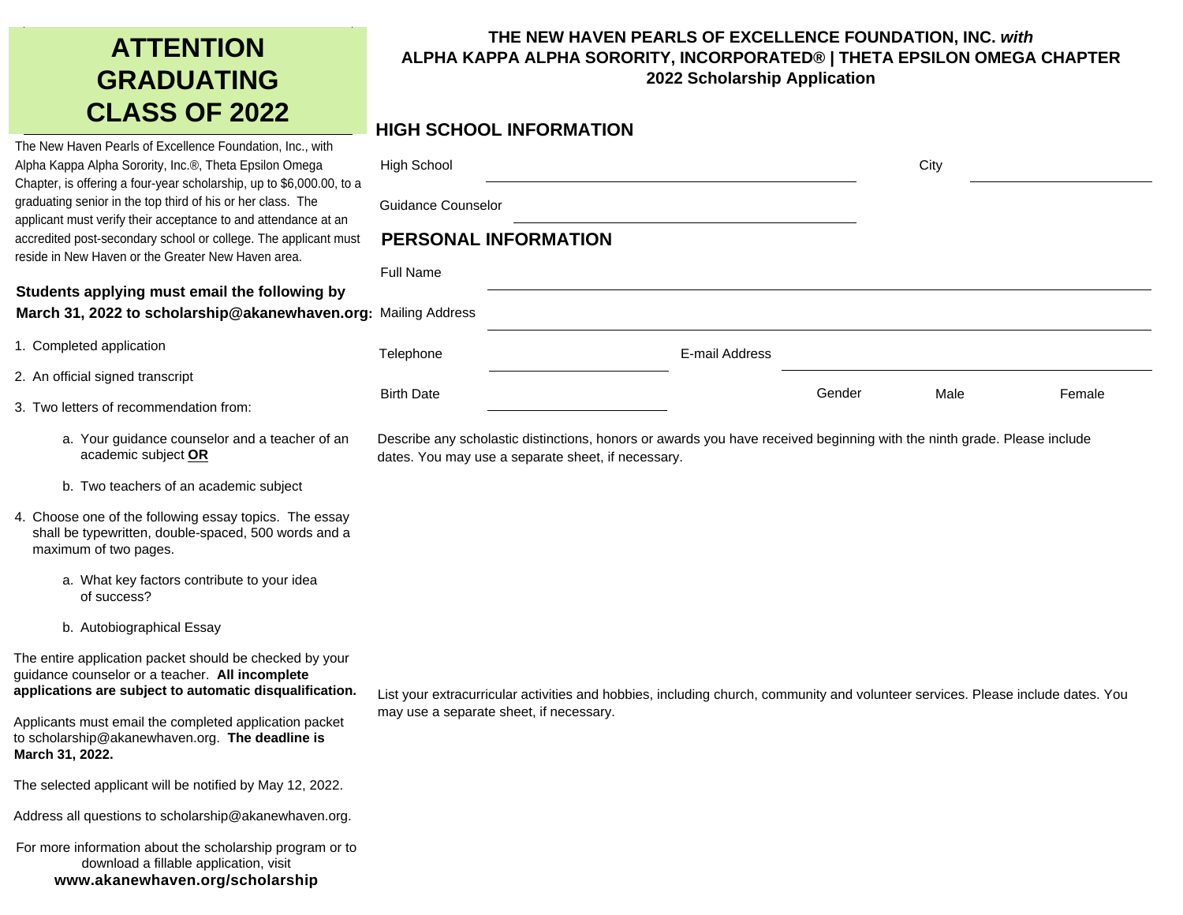# ATTENTION GRADUATING CLASS OF 2022

The New Haven Pearls of Excellence Foundation, Inc., with Alpha Kappa Alpha Sorority, Inc.®, Theta Epsilon Omega Chapter, is offering a four-year scholarship, up to $6,000.00, to a graduating senior in the top third of his or her class. The applicant must verify their acceptance to and attendance at an accredited post-secondary school or college. The applicant must reside in New Haven or the Greater New Haven area.

**Students applying must email the following by March 31, 2022 to scholarship@akanewhaven.org:**

1. Completed application
2. An official signed transcript
3. Two letters of recommendation from:
    a. Your guidance counselor and a teacher of an academic subject **OR**
    b. Two teachers of an academic subject
4. Choose one of the following essay topics. The essay shall be typewritten, double-spaced, 500 words and a maximum of two pages.
    a. What key factors contribute to your idea of success?
    b. Autobiographical Essay

The entire application packet should be checked by your guidance counselor or a teacher. **All incomplete applications are subject to automatic disqualification.**

Applicants must email the completed application packet to scholarship@akanewhaven.org. **The deadline is March 31, 2022.**

The selected applicant will be notified by May 12, 2022.

Address all questions to scholarship@akanewhaven.org.

For more information about the scholarship program or to download a fillable application, visit **www.akanewhaven.org/scholarship**

**THE NEW HAVEN PEARLS OF EXCELLENCE FOUNDATION, INC. *with***
**ALPHA KAPPA ALPHA SORORITY, INCORPORATED® | THETA EPSILON OMEGA CHAPTER**
**2022 Scholarship Application**

## HIGH SCHOOL INFORMATION

High School ______________________ City ______________

Guidance Counselor ______________________

## PERSONAL INFORMATION

Full Name ______________________

Mailing Address ______________________

Telephone ______________ E-mail Address ______________________

Birth Date ______________ Gender Male Female

Describe any scholastic distinctions, honors or awards you have received beginning with the ninth grade. Please include dates. You may use a separate sheet, if necessary.

List your extracurricular activities and hobbies, including church, community and volunteer services. Please include dates. You may use a separate sheet, if necessary.